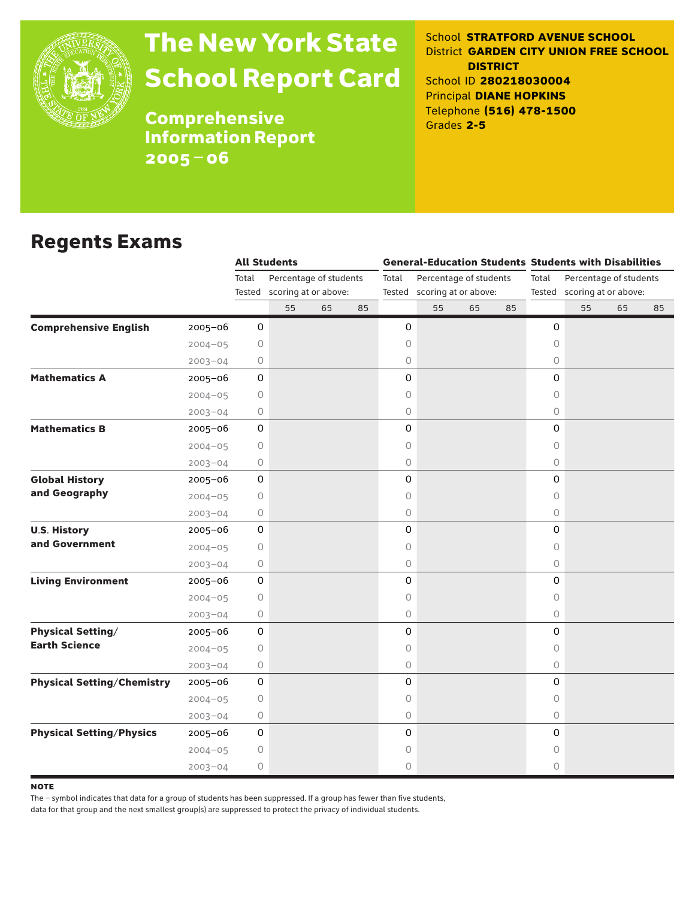# The New York State School Report Card

**Comprehensive Information Report 2005–06**

School **STRATFORD AVENUE SCHOOL**
District **GARDEN CITY UNION FREE SCHOOL DISTRICT**
School ID **280218030004**
Principal **DIANE HOPKINS**
Telephone **(516) 478-1500**
Grades **2-5**

## Regents Exams

| | | All Students | | | | General-Education Students | | | | Students with Disabilities | | | |
|---|---|---|---|---|---|---|---|---|---|---|---|---|---|
| | | Total Tested | Percentage of students scoring at or above: | | | Total Tested | Percentage of students scoring at or above: | | | Total Tested | Percentage of students scoring at or above: | | |
| | | | 55 | 65 | 85 | | 55 | 65 | 85 | | 55 | 65 | 85 |
| **Comprehensive English** | 2005–06 | 0 | | | | 0 | | | | 0 | | | |
| | 2004–05 | 0 | | | | 0 | | | | 0 | | | |
| | 2003–04 | 0 | | | | 0 | | | | 0 | | | |
| **Mathematics A** | 2005–06 | 0 | | | | 0 | | | | 0 | | | |
| | 2004–05 | 0 | | | | 0 | | | | 0 | | | |
| | 2003–04 | 0 | | | | 0 | | | | 0 | | | |
| **Mathematics B** | 2005–06 | 0 | | | | 0 | | | | 0 | | | |
| | 2004–05 | 0 | | | | 0 | | | | 0 | | | |
| | 2003–04 | 0 | | | | 0 | | | | 0 | | | |
| **Global History and Geography** | 2005–06 | 0 | | | | 0 | | | | 0 | | | |
| | 2004–05 | 0 | | | | 0 | | | | 0 | | | |
| | 2003–04 | 0 | | | | 0 | | | | 0 | | | |
| **U.S. History and Government** | 2005–06 | 0 | | | | 0 | | | | 0 | | | |
| | 2004–05 | 0 | | | | 0 | | | | 0 | | | |
| | 2003–04 | 0 | | | | 0 | | | | 0 | | | |
| **Living Environment** | 2005–06 | 0 | | | | 0 | | | | 0 | | | |
| | 2004–05 | 0 | | | | 0 | | | | 0 | | | |
| | 2003–04 | 0 | | | | 0 | | | | 0 | | | |
| **Physical Setting/ Earth Science** | 2005–06 | 0 | | | | 0 | | | | 0 | | | |
| | 2004–05 | 0 | | | | 0 | | | | 0 | | | |
| | 2003–04 | 0 | | | | 0 | | | | 0 | | | |
| **Physical Setting/Chemistry** | 2005–06 | 0 | | | | 0 | | | | 0 | | | |
| | 2004–05 | 0 | | | | 0 | | | | 0 | | | |
| | 2003–04 | 0 | | | | 0 | | | | 0 | | | |
| **Physical Setting/Physics** | 2005–06 | 0 | | | | 0 | | | | 0 | | | |
| | 2004–05 | 0 | | | | 0 | | | | 0 | | | |
| | 2003–04 | 0 | | | | 0 | | | | 0 | | | |

**NOTE**

The – symbol indicates that data for a group of students has been suppressed. If a group has fewer than five students, data for that group and the next smallest group(s) are suppressed to protect the privacy of individual students.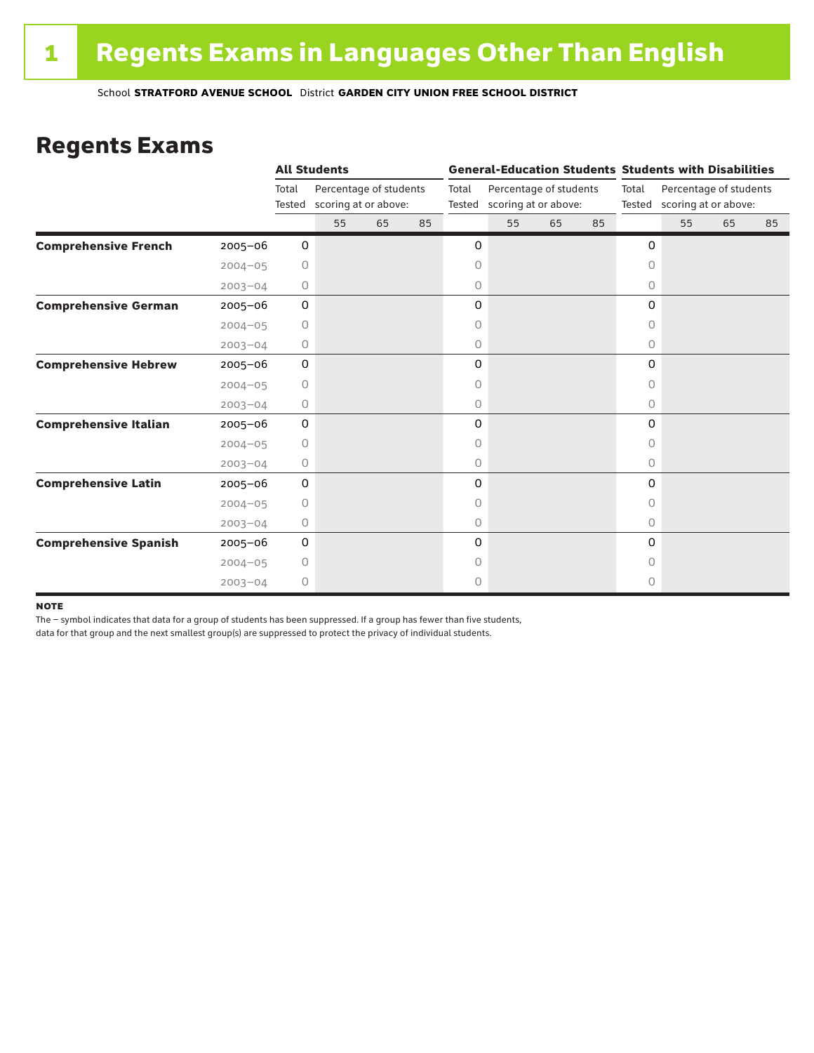# 1 Regents Exams in Languages Other Than English

School **STRATFORD AVENUE SCHOOL** District **GARDEN CITY UNION FREE SCHOOL DISTRICT**

## Regents Exams

| | | All Students | | | | General-Education Students | | | | Students with Disabilities | | | |
|---|---|---|---|---|---|---|---|---|---|---|---|---|---|
| | | Total Tested | Percentage of students scoring at or above: | | | Total Tested | Percentage of students scoring at or above: | | | Total Tested | Percentage of students scoring at or above: | | |
| | | | 55 | 65 | 85 | | 55 | 65 | 85 | | 55 | 65 | 85 |
| **Comprehensive French** | 2005–06 | 0 | | | | 0 | | | | 0 | | | |
| | 2004–05 | 0 | | | | 0 | | | | 0 | | | |
| | 2003–04 | 0 | | | | 0 | | | | 0 | | | |
| **Comprehensive German** | 2005–06 | 0 | | | | 0 | | | | 0 | | | |
| | 2004–05 | 0 | | | | 0 | | | | 0 | | | |
| | 2003–04 | 0 | | | | 0 | | | | 0 | | | |
| **Comprehensive Hebrew** | 2005–06 | 0 | | | | 0 | | | | 0 | | | |
| | 2004–05 | 0 | | | | 0 | | | | 0 | | | |
| | 2003–04 | 0 | | | | 0 | | | | 0 | | | |
| **Comprehensive Italian** | 2005–06 | 0 | | | | 0 | | | | 0 | | | |
| | 2004–05 | 0 | | | | 0 | | | | 0 | | | |
| | 2003–04 | 0 | | | | 0 | | | | 0 | | | |
| **Comprehensive Latin** | 2005–06 | 0 | | | | 0 | | | | 0 | | | |
| | 2004–05 | 0 | | | | 0 | | | | 0 | | | |
| | 2003–04 | 0 | | | | 0 | | | | 0 | | | |
| **Comprehensive Spanish** | 2005–06 | 0 | | | | 0 | | | | 0 | | | |
| | 2004–05 | 0 | | | | 0 | | | | 0 | | | |
| | 2003–04 | 0 | | | | 0 | | | | 0 | | | |

**NOTE**

The – symbol indicates that data for a group of students has been suppressed. If a group has fewer than five students, data for that group and the next smallest group(s) are suppressed to protect the privacy of individual students.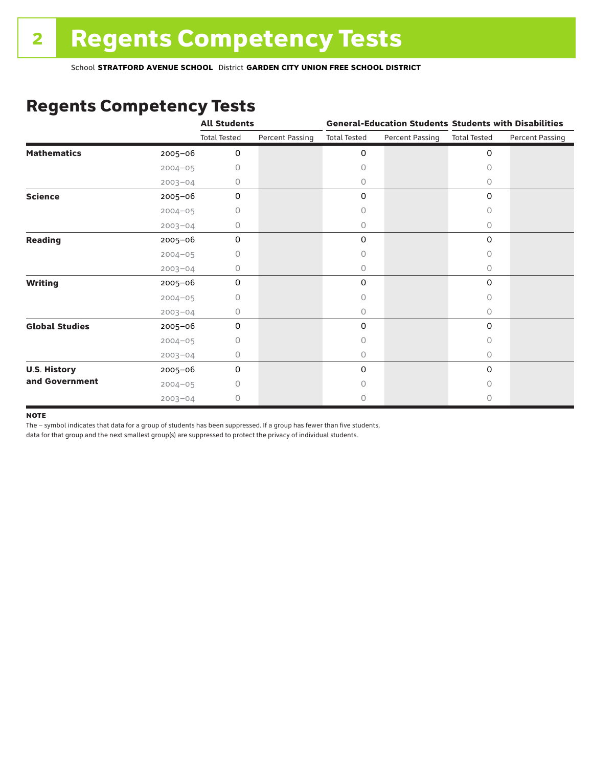# 2 Regents Competency Tests

School **STRATFORD AVENUE SCHOOL** District **GARDEN CITY UNION FREE SCHOOL DISTRICT**

## Regents Competency Tests

| | | All Students | | General-Education Students | | Students with Disabilities | |
|---|---|---|---|---|---|---|---|
| | | Total Tested | Percent Passing | Total Tested | Percent Passing | Total Tested | Percent Passing |
| **Mathematics** | 2005–06 | 0 | | 0 | | 0 | |
| | 2004–05 | 0 | | 0 | | 0 | |
| | 2003–04 | 0 | | 0 | | 0 | |
| **Science** | 2005–06 | 0 | | 0 | | 0 | |
| | 2004–05 | 0 | | 0 | | 0 | |
| | 2003–04 | 0 | | 0 | | 0 | |
| **Reading** | 2005–06 | 0 | | 0 | | 0 | |
| | 2004–05 | 0 | | 0 | | 0 | |
| | 2003–04 | 0 | | 0 | | 0 | |
| **Writing** | 2005–06 | 0 | | 0 | | 0 | |
| | 2004–05 | 0 | | 0 | | 0 | |
| | 2003–04 | 0 | | 0 | | 0 | |
| **Global Studies** | 2005–06 | 0 | | 0 | | 0 | |
| | 2004–05 | 0 | | 0 | | 0 | |
| | 2003–04 | 0 | | 0 | | 0 | |
| **U.S. History and Government** | 2005–06 | 0 | | 0 | | 0 | |
| | 2004–05 | 0 | | 0 | | 0 | |
| | 2003–04 | 0 | | 0 | | 0 | |

**NOTE**

The – symbol indicates that data for a group of students has been suppressed. If a group has fewer than five students, data for that group and the next smallest group(s) are suppressed to protect the privacy of individual students.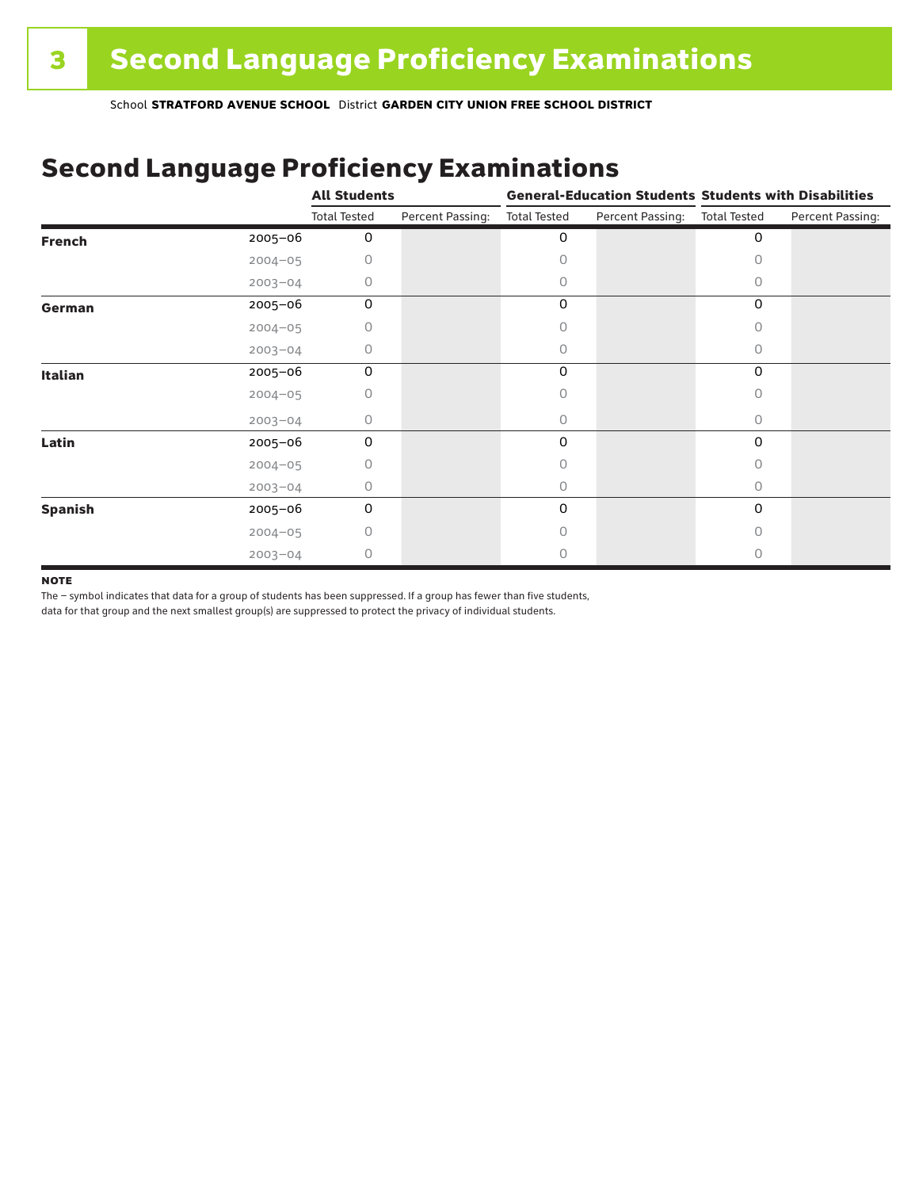# 3 Second Language Proficiency Examinations

School **STRATFORD AVENUE SCHOOL** District **GARDEN CITY UNION FREE SCHOOL DISTRICT**

## Second Language Proficiency Examinations

| | | All Students | | General-Education Students | | Students with Disabilities | |
|---|---|---|---|---|---|---|---|
| | | Total Tested | Percent Passing: | Total Tested | Percent Passing: | Total Tested | Percent Passing: |
| **French** | 2005–06 | 0 | | 0 | | 0 | |
| | 2004–05 | 0 | | 0 | | 0 | |
| | 2003–04 | 0 | | 0 | | 0 | |
| **German** | 2005–06 | 0 | | 0 | | 0 | |
| | 2004–05 | 0 | | 0 | | 0 | |
| | 2003–04 | 0 | | 0 | | 0 | |
| **Italian** | 2005–06 | 0 | | 0 | | 0 | |
| | 2004–05 | 0 | | 0 | | 0 | |
| | 2003–04 | 0 | | 0 | | 0 | |
| **Latin** | 2005–06 | 0 | | 0 | | 0 | |
| | 2004–05 | 0 | | 0 | | 0 | |
| | 2003–04 | 0 | | 0 | | 0 | |
| **Spanish** | 2005–06 | 0 | | 0 | | 0 | |
| | 2004–05 | 0 | | 0 | | 0 | |
| | 2003–04 | 0 | | 0 | | 0 | |

**NOTE**

The – symbol indicates that data for a group of students has been suppressed. If a group has fewer than five students, data for that group and the next smallest group(s) are suppressed to protect the privacy of individual students.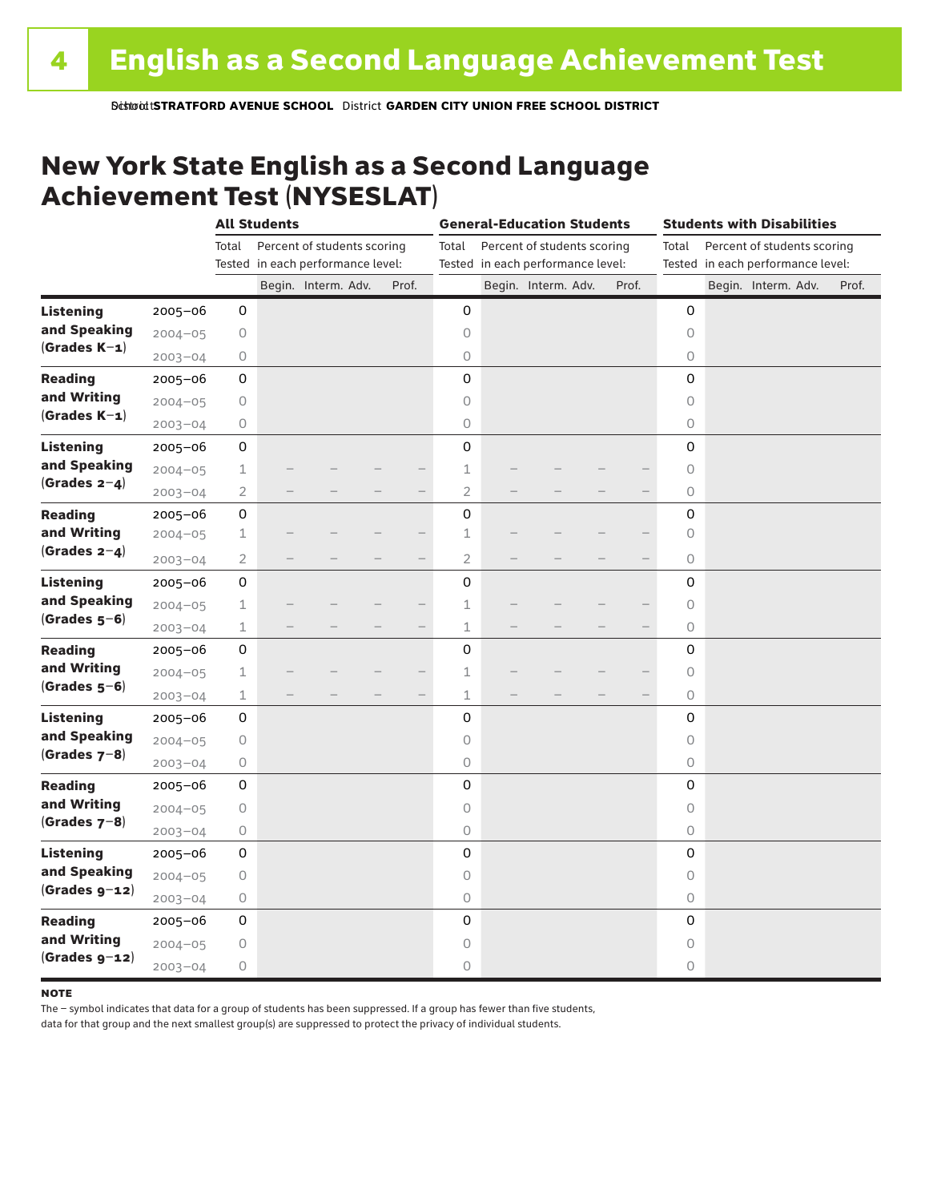# 4 English as a Second Language Achievement Test

School **STRATFORD AVENUE SCHOOL** District **GARDEN CITY UNION FREE SCHOOL DISTRICT**

## New York State English as a Second Language Achievement Test (NYSESLAT)

| | | All Students | | | | | General-Education Students | | | | | Students with Disabilities | | | | |
|---|---|---|---|---|---|---|---|---|---|---|---|---|---|---|---|---|
| | | Total Tested | Percent of students scoring in each performance level: | | | | Total Tested | Percent of students scoring in each performance level: | | | | Total Tested | Percent of students scoring in each performance level: | | | |
| | | | Begin. | Interm. | Adv. | Prof. | | Begin. | Interm. | Adv. | Prof. | | Begin. | Interm. | Adv. | Prof. |
| **Listening and Speaking (Grades K–1)** | 2005–06 | 0 | | | | | 0 | | | | | 0 | | | | |
| | 2004–05 | 0 | | | | | 0 | | | | | 0 | | | | |
| | 2003–04 | 0 | | | | | 0 | | | | | 0 | | | | |
| **Reading and Writing (Grades K–1)** | 2005–06 | 0 | | | | | 0 | | | | | 0 | | | | |
| | 2004–05 | 0 | | | | | 0 | | | | | 0 | | | | |
| | 2003–04 | 0 | | | | | 0 | | | | | 0 | | | | |
| **Listening and Speaking (Grades 2–4)** | 2005–06 | 0 | | | | | 0 | | | | | 0 | | | | |
| | 2004–05 | 1 | – | – | – | – | 1 | – | – | – | – | 0 | | | | |
| | 2003–04 | 2 | – | – | – | – | 2 | – | – | – | – | 0 | | | | |
| **Reading and Writing (Grades 2–4)** | 2005–06 | 0 | | | | | 0 | | | | | 0 | | | | |
| | 2004–05 | 1 | – | – | – | – | 1 | – | – | – | – | 0 | | | | |
| | 2003–04 | 2 | – | – | – | – | 2 | – | – | – | – | 0 | | | | |
| **Listening and Speaking (Grades 5–6)** | 2005–06 | 0 | | | | | 0 | | | | | 0 | | | | |
| | 2004–05 | 1 | – | – | – | – | 1 | – | – | – | – | 0 | | | | |
| | 2003–04 | 1 | – | – | – | – | 1 | – | – | – | – | 0 | | | | |
| **Reading and Writing (Grades 5–6)** | 2005–06 | 0 | | | | | 0 | | | | | 0 | | | | |
| | 2004–05 | 1 | – | – | – | – | 1 | – | – | – | – | 0 | | | | |
| | 2003–04 | 1 | – | – | – | – | 1 | – | – | – | – | 0 | | | | |
| **Listening and Speaking (Grades 7–8)** | 2005–06 | 0 | | | | | 0 | | | | | 0 | | | | |
| | 2004–05 | 0 | | | | | 0 | | | | | 0 | | | | |
| | 2003–04 | 0 | | | | | 0 | | | | | 0 | | | | |
| **Reading and Writing (Grades 7–8)** | 2005–06 | 0 | | | | | 0 | | | | | 0 | | | | |
| | 2004–05 | 0 | | | | | 0 | | | | | 0 | | | | |
| | 2003–04 | 0 | | | | | 0 | | | | | 0 | | | | |
| **Listening and Speaking (Grades 9–12)** | 2005–06 | 0 | | | | | 0 | | | | | 0 | | | | |
| | 2004–05 | 0 | | | | | 0 | | | | | 0 | | | | |
| | 2003–04 | 0 | | | | | 0 | | | | | 0 | | | | |
| **Reading and Writing (Grades 9–12)** | 2005–06 | 0 | | | | | 0 | | | | | 0 | | | | |
| | 2004–05 | 0 | | | | | 0 | | | | | 0 | | | | |
| | 2003–04 | 0 | | | | | 0 | | | | | 0 | | | | |

**NOTE**

The – symbol indicates that data for a group of students has been suppressed. If a group has fewer than five students, data for that group and the next smallest group(s) are suppressed to protect the privacy of individual students.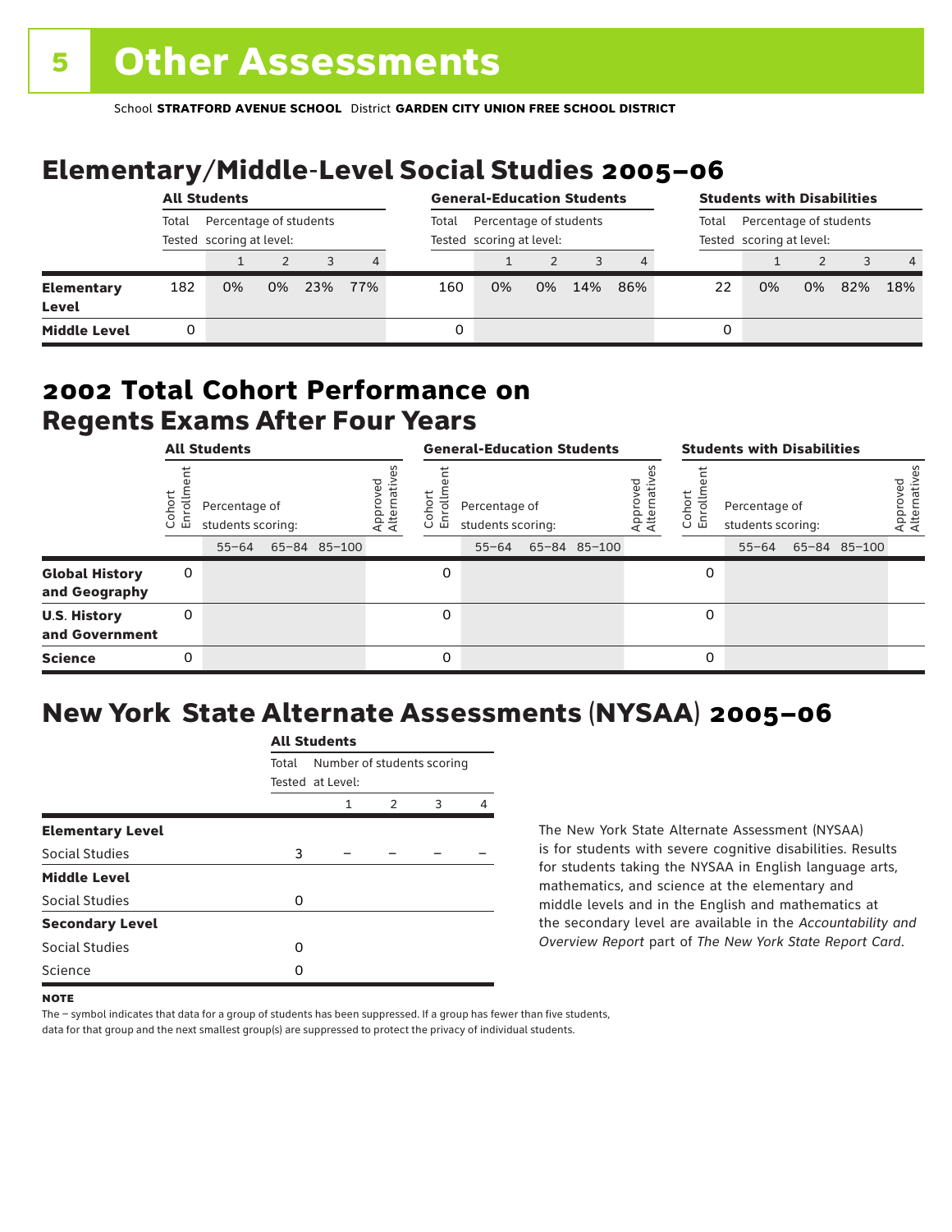# 5 Other Assessments

School **STRATFORD AVENUE SCHOOL** District **GARDEN CITY UNION FREE SCHOOL DISTRICT**

## Elementary/Middle-Level Social Studies 2005–06

| | All Students | | | | | General-Education Students | | | | | Students with Disabilities | | | | |
|---|---|---|---|---|---|---|---|---|---|---|---|---|---|---|---|
| | Total Tested | Percentage of students scoring at level: | | | | Total Tested | Percentage of students scoring at level: | | | | Total Tested | Percentage of students scoring at level: | | | |
| | | 1 | 2 | 3 | 4 | | 1 | 2 | 3 | 4 | | 1 | 2 | 3 | 4 |
| **Elementary Level** | 182 | 0% | 0% | 23% | 77% | 160 | 0% | 0% | 14% | 86% | 22 | 0% | 0% | 82% | 18% |
| **Middle Level** | 0 | | | | | 0 | | | | | 0 | | | | |

## 2002 Total Cohort Performance on Regents Exams After Four Years

| | All Students | | | | | General-Education Students | | | | | Students with Disabilities | | | | |
|---|---|---|---|---|---|---|---|---|---|---|---|---|---|---|---|
| | Cohort Enrollment | Percentage of students scoring: | | | Approved Alternatives | Cohort Enrollment | Percentage of students scoring: | | | Approved Alternatives | Cohort Enrollment | Percentage of students scoring: | | | Approved Alternatives |
| | | 55–64 | 65–84 | 85–100 | | | 55–64 | 65–84 | 85–100 | | | 55–64 | 65–84 | 85–100 | |
| **Global History and Geography** | 0 | | | | | 0 | | | | | 0 | | | | |
| **U.S. History and Government** | 0 | | | | | 0 | | | | | 0 | | | | |
| **Science** | 0 | | | | | 0 | | | | | 0 | | | | |

## New York State Alternate Assessments (NYSAA) 2005–06

| | All Students | | | | |
|---|---|---|---|---|---|
| | Total Tested | Number of students scoring at Level: | | | |
| | | 1 | 2 | 3 | 4 |
| **Elementary Level** | | | | | |
| Social Studies | 3 | – | – | – | – |
| **Middle Level** | | | | | |
| Social Studies | 0 | | | | |
| **Secondary Level** | | | | | |
| Social Studies | 0 | | | | |
| Science | 0 | | | | |

The New York State Alternate Assessment (NYSAA) is for students with severe cognitive disabilities. Results for students taking the NYSAA in English language arts, mathematics, and science at the elementary and middle levels and in the English and mathematics at the secondary level are available in the *Accountability and Overview Report* part of *The New York State Report Card*.

**NOTE**

The – symbol indicates that data for a group of students has been suppressed. If a group has fewer than five students, data for that group and the next smallest group(s) are suppressed to protect the privacy of individual students.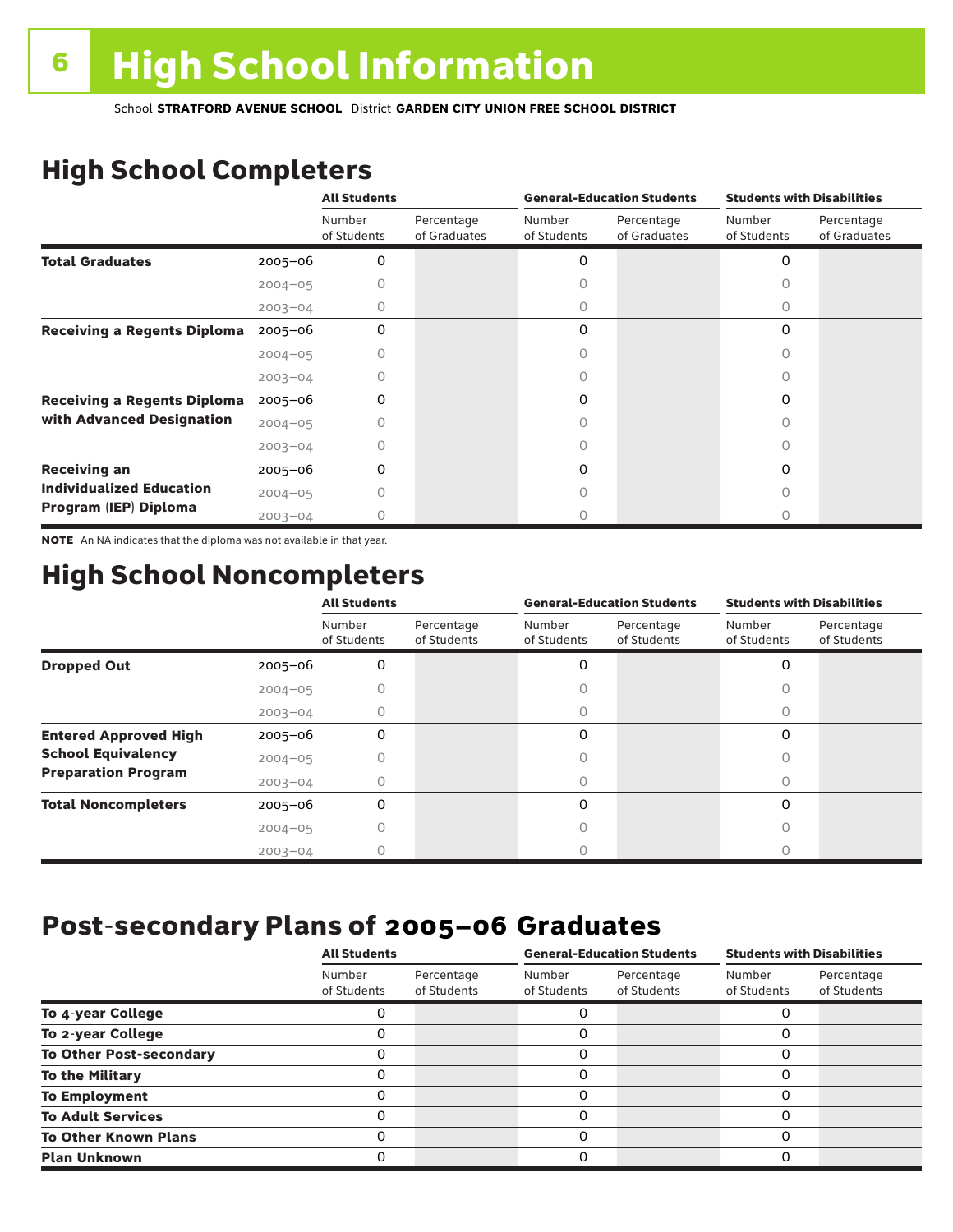# High School Information

School **STRATFORD AVENUE SCHOOL** District **GARDEN CITY UNION FREE SCHOOL DISTRICT**

## High School Completers

| | | All Students | | General-Education Students | | Students with Disabilities | |
|---|---|---|---|---|---|---|---|
| | | Number of Students | Percentage of Graduates | Number of Students | Percentage of Graduates | Number of Students | Percentage of Graduates |
| **Total Graduates** | 2005–06 | 0 | | 0 | | 0 | |
| | 2004–05 | 0 | | 0 | | 0 | |
| | 2003–04 | 0 | | 0 | | 0 | |
| **Receiving a Regents Diploma** | 2005–06 | 0 | | 0 | | 0 | |
| | 2004–05 | 0 | | 0 | | 0 | |
| | 2003–04 | 0 | | 0 | | 0 | |
| **Receiving a Regents Diploma with Advanced Designation** | 2005–06 | 0 | | 0 | | 0 | |
| | 2004–05 | 0 | | 0 | | 0 | |
| | 2003–04 | 0 | | 0 | | 0 | |
| **Receiving an Individualized Education Program (IEP) Diploma** | 2005–06 | 0 | | 0 | | 0 | |
| | 2004–05 | 0 | | 0 | | 0 | |
| | 2003–04 | 0 | | 0 | | 0 | |

**NOTE** An NA indicates that the diploma was not available in that year.

## High School Noncompleters

| | | All Students | | General-Education Students | | Students with Disabilities | |
|---|---|---|---|---|---|---|---|
| | | Number of Students | Percentage of Students | Number of Students | Percentage of Students | Number of Students | Percentage of Students |
| **Dropped Out** | 2005–06 | 0 | | 0 | | 0 | |
| | 2004–05 | 0 | | 0 | | 0 | |
| | 2003–04 | 0 | | 0 | | 0 | |
| **Entered Approved High School Equivalency Preparation Program** | 2005–06 | 0 | | 0 | | 0 | |
| | 2004–05 | 0 | | 0 | | 0 | |
| | 2003–04 | 0 | | 0 | | 0 | |
| **Total Noncompleters** | 2005–06 | 0 | | 0 | | 0 | |
| | 2004–05 | 0 | | 0 | | 0 | |
| | 2003–04 | 0 | | 0 | | 0 | |

## Post-secondary Plans of 2005–06 Graduates

| | All Students | | General-Education Students | | Students with Disabilities | |
|---|---|---|---|---|---|---|
| | Number of Students | Percentage of Students | Number of Students | Percentage of Students | Number of Students | Percentage of Students |
| **To 4-year College** | 0 | | 0 | | 0 | |
| **To 2-year College** | 0 | | 0 | | 0 | |
| **To Other Post-secondary** | 0 | | 0 | | 0 | |
| **To the Military** | 0 | | 0 | | 0 | |
| **To Employment** | 0 | | 0 | | 0 | |
| **To Adult Services** | 0 | | 0 | | 0 | |
| **To Other Known Plans** | 0 | | 0 | | 0 | |
| **Plan Unknown** | 0 | | 0 | | 0 | |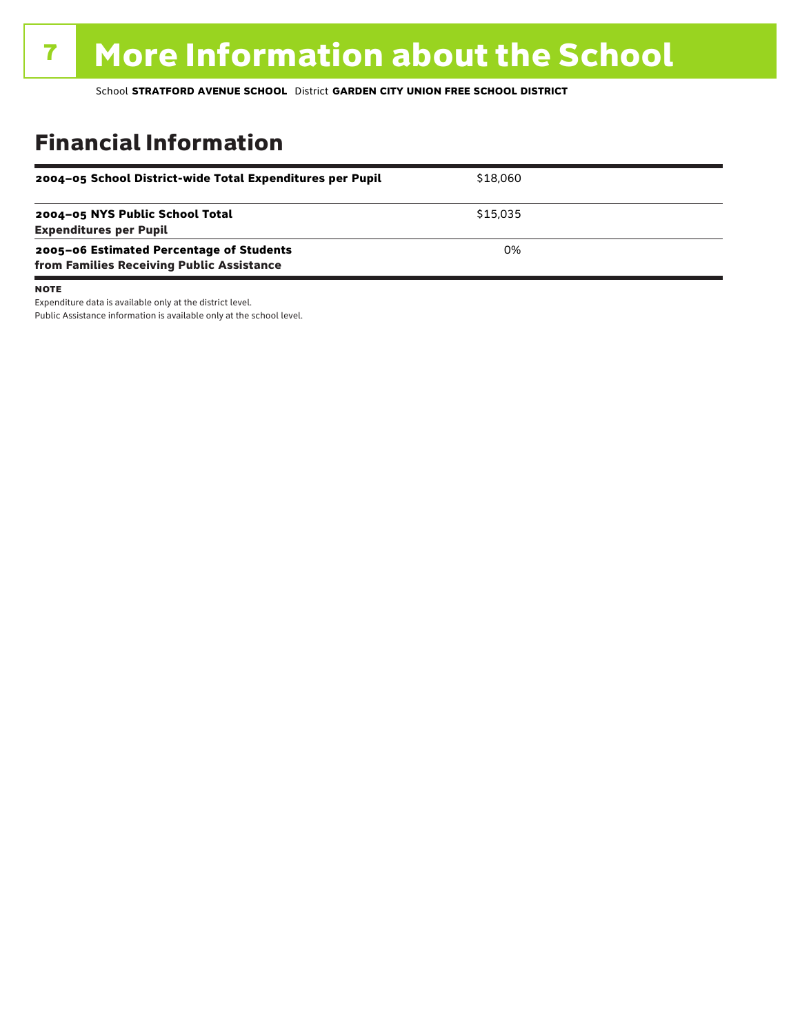# 7 More Information about the School

School **STRATFORD AVENUE SCHOOL** District **GARDEN CITY UNION FREE SCHOOL DISTRICT**

## Financial Information

| | |
|---|---|
| **2004–05 School District-wide Total Expenditures per Pupil** | $18,060 |
| **2004–05 NYS Public School Total Expenditures per Pupil** | $15,035 |
| **2005–06 Estimated Percentage of Students from Families Receiving Public Assistance** | 0% |

**NOTE**

Expenditure data is available only at the district level.

Public Assistance information is available only at the school level.